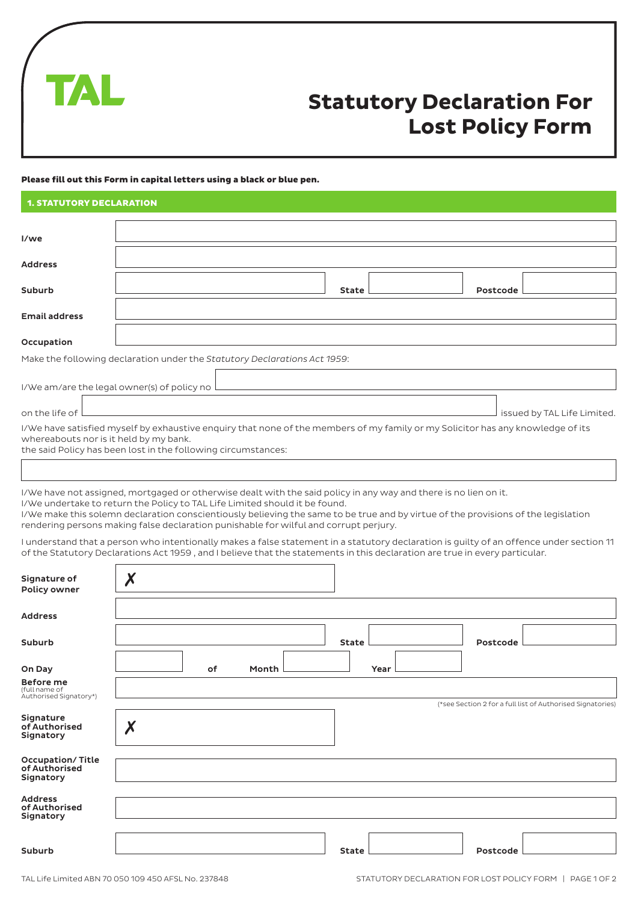TAL

# Statutory Declaration For Lost Policy Form

**Please fill out this Form in capital letters using a black or blue pen.**

## 1. STATUTORY DECLARATION

**I/we** ______________________________

**Address** ______________________________

**Suburb** ____________ **State** ____________ **Postcode** ____________

**Email address** ______________________________

**Occupation** ______________________________

Make the following declaration under the *Statutory Declarations Act 1959*:

I/We am/are the legal owner(s) of policy no ______________________________

on the life of ______________________________ issued by TAL Life Limited.

I/We have satisfied myself by exhaustive enquiry that none of the members of my family or my Solicitor has any knowledge of its whereabouts nor is it held by my bank.
the said Policy has been lost in the following circumstances:

______________________________

I/We have not assigned, mortgaged or otherwise dealt with the said policy in any way and there is no lien on it.
I/We undertake to return the Policy to TAL Life Limited should it be found.
I/We make this solemn declaration conscientiously believing the same to be true and by virtue of the provisions of the legislation rendering persons making false declaration punishable for wilful and corrupt perjury.

I understand that a person who intentionally makes a false statement in a statutory declaration is guilty of an offence under section 11 of the Statutory Declarations Act 1959 , and I believe that the statements in this declaration are true in every particular.

**Signature of Policy owner** ✗ ______________________________

**Address** ______________________________

**Suburb** ____________ **State** ____________ **Postcode** ____________

**On Day** ____________ **of** **Month** ____________ **Year** ____________

**Before me** (full name of Authorised Signatory*) ______________________________

(*see Section 2 for a full list of Authorised Signatories)

**Signature of Authorised Signatory** ✗ ______________________________

**Occupation/ Title of Authorised Signatory** ______________________________

**Address of Authorised Signatory** ______________________________

**Suburb** ____________ **State** ____________ **Postcode** ____________

TAL Life Limited ABN 70 050 109 450 AFSL No. 237848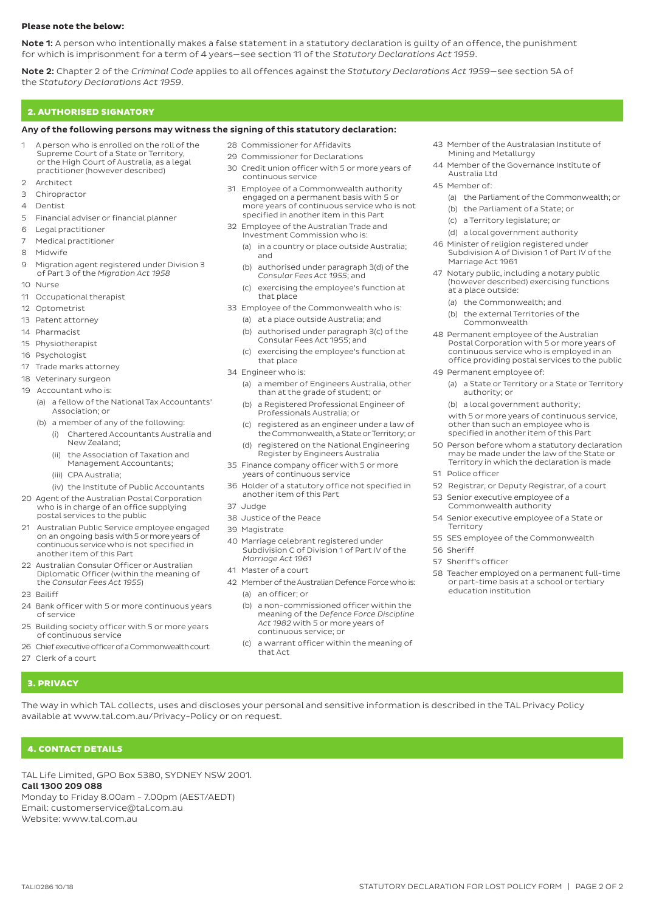**Please note the below:**

**Note 1:** A person who intentionally makes a false statement in a statutory declaration is guilty of an offence, the punishment for which is imprisonment for a term of 4 years—see section 11 of the *Statutory Declarations Act 1959*.

**Note 2:** Chapter 2 of the *Criminal Code* applies to all offences against the *Statutory Declarations Act 1959*—see section 5A of the *Statutory Declarations Act 1959*.

## 2. AUTHORISED SIGNATORY

**Any of the following persons may witness the signing of this statutory declaration:**

1 A person who is enrolled on the roll of the Supreme Court of a State or Territory, or the High Court of Australia, as a legal practitioner (however described)

2 Architect

3 Chiropractor

4 Dentist

5 Financial adviser or financial planner

6 Legal practitioner

7 Medical practitioner

8 Midwife

9 Migration agent registered under Division 3 of Part 3 of the *Migration Act 1958*

10 Nurse

11 Occupational therapist

12 Optometrist

13 Patent attorney

14 Pharmacist

15 Physiotherapist

16 Psychologist

17 Trade marks attorney

18 Veterinary surgeon

19 Accountant who is:
- (a) a fellow of the National Tax Accountants' Association; or
- (b) a member of any of the following:
  - (i) Chartered Accountants Australia and New Zealand;
  - (ii) the Association of Taxation and Management Accountants;
  - (iii) CPA Australia;
  - (iv) the Institute of Public Accountants

20 Agent of the Australian Postal Corporation who is in charge of an office supplying postal services to the public

21 Australian Public Service employee engaged on an ongoing basis with 5 or more years of continuous service who is not specified in another item of this Part

22 Australian Consular Officer or Australian Diplomatic Officer (within the meaning of the *Consular Fees Act 1955*)

23 Bailiff

24 Bank officer with 5 or more continuous years of service

25 Building society officer with 5 or more years of continuous service

26 Chief executive officer of a Commonwealth court

27 Clerk of a court

28 Commissioner for Affidavits

29 Commissioner for Declarations

30 Credit union officer with 5 or more years of continuous service

31 Employee of a Commonwealth authority engaged on a permanent basis with 5 or more years of continuous service who is not specified in another item in this Part

32 Employee of the Australian Trade and Investment Commission who is:
- (a) in a country or place outside Australia; and
- (b) authorised under paragraph 3(d) of the *Consular Fees Act 1955*; and
- (c) exercising the employee's function at that place

33 Employee of the Commonwealth who is:
- (a) at a place outside Australia; and
- (b) authorised under paragraph 3(c) of the Consular Fees Act 1955; and
- (c) exercising the employee's function at that place

34 Engineer who is:
- (a) a member of Engineers Australia, other than at the grade of student; or
- (b) a Registered Professional Engineer of Professionals Australia; or
- (c) registered as an engineer under a law of the Commonwealth, a State or Territory; or
- (d) registered on the National Engineering Register by Engineers Australia

35 Finance company officer with 5 or more years of continuous service

36 Holder of a statutory office not specified in another item of this Part

37 Judge

38 Justice of the Peace

39 Magistrate

40 Marriage celebrant registered under Subdivision C of Division 1 of Part IV of the *Marriage Act 1961*

41 Master of a court

42 Member of the Australian Defence Force who is:
- (a) an officer; or
- (b) a non-commissioned officer within the meaning of the *Defence Force Discipline Act 1982* with 5 or more years of continuous service; or
- (c) a warrant officer within the meaning of that Act

43 Member of the Australasian Institute of Mining and Metallurgy

44 Member of the Governance Institute of Australia Ltd

45 Member of:
- (a) the Parliament of the Commonwealth; or
- (b) the Parliament of a State; or
- (c) a Territory legislature; or
- (d) a local government authority

46 Minister of religion registered under Subdivision A of Division 1 of Part IV of the Marriage Act 1961

47 Notary public, including a notary public (however described) exercising functions at a place outside:
- (a) the Commonwealth; and
- (b) the external Territories of the Commonwealth

48 Permanent employee of the Australian Postal Corporation with 5 or more years of continuous service who is employed in an office providing postal services to the public

49 Permanent employee of:
- (a) a State or Territory or a State or Territory authority; or
- (b) a local government authority;

with 5 or more years of continuous service, other than such an employee who is specified in another item of this Part

50 Person before whom a statutory declaration may be made under the law of the State or Territory in which the declaration is made

51 Police officer

52 Registrar, or Deputy Registrar, of a court

53 Senior executive employee of a Commonwealth authority

54 Senior executive employee of a State or Territory

55 SES employee of the Commonwealth

56 Sheriff

57 Sheriff's officer

58 Teacher employed on a permanent full-time or part-time basis at a school or tertiary education institution

## 3. PRIVACY

The way in which TAL collects, uses and discloses your personal and sensitive information is described in the TAL Privacy Policy available at www.tal.com.au/Privacy-Policy or on request.

## 4. CONTACT DETAILS

TAL Life Limited, GPO Box 5380, SYDNEY NSW 2001.
**Call 1300 209 088**
Monday to Friday 8.00am - 7.00pm (AEST/AEDT)
Email: customerservice@tal.com.au
Website: www.tal.com.au

TALI0286 10/18